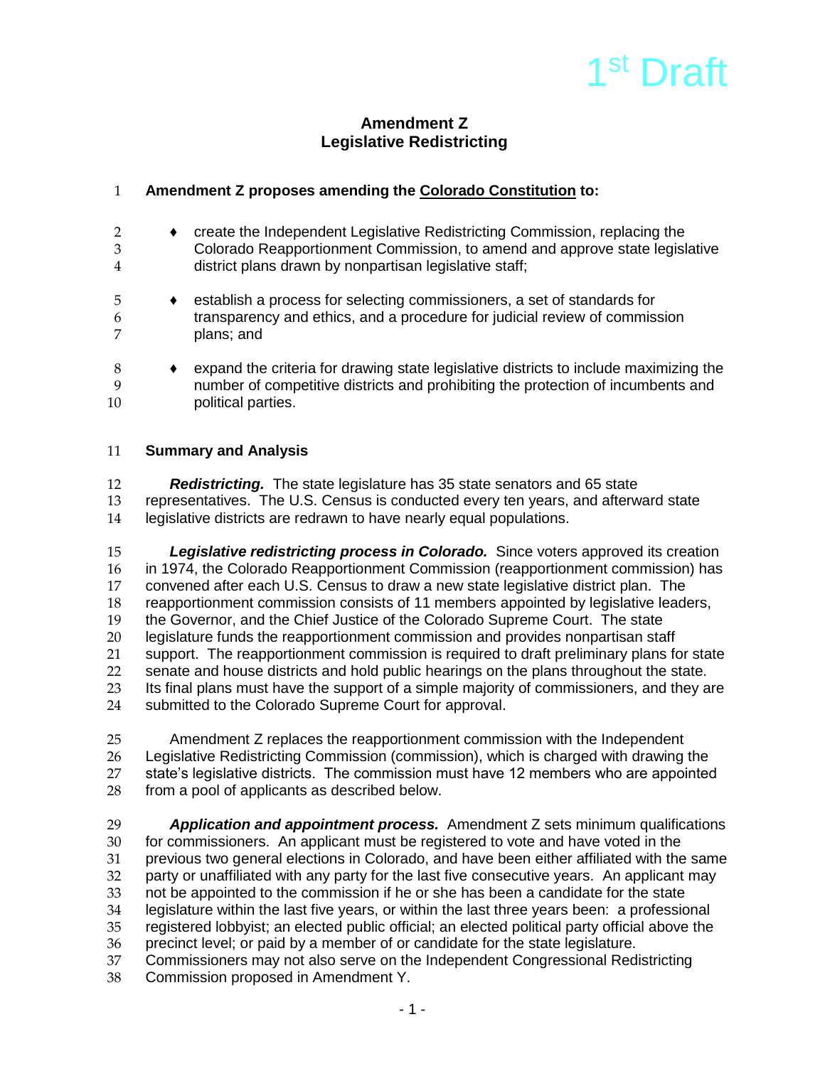1st Draft

# Amendment Z
# Legislative Redistricting

**Amendment Z proposes amending the Colorado Constitution to:**

- create the Independent Legislative Redistricting Commission, replacing the Colorado Reapportionment Commission, to amend and approve state legislative district plans drawn by nonpartisan legislative staff;
- establish a process for selecting commissioners, a set of standards for transparency and ethics, and a procedure for judicial review of commission plans; and
- expand the criteria for drawing state legislative districts to include maximizing the number of competitive districts and prohibiting the protection of incumbents and political parties.

**Summary and Analysis**

***Redistricting.*** The state legislature has 35 state senators and 65 state representatives. The U.S. Census is conducted every ten years, and afterward state legislative districts are redrawn to have nearly equal populations.

***Legislative redistricting process in Colorado.*** Since voters approved its creation in 1974, the Colorado Reapportionment Commission (reapportionment commission) has convened after each U.S. Census to draw a new state legislative district plan. The reapportionment commission consists of 11 members appointed by legislative leaders, the Governor, and the Chief Justice of the Colorado Supreme Court. The state legislature funds the reapportionment commission and provides nonpartisan staff support. The reapportionment commission is required to draft preliminary plans for state senate and house districts and hold public hearings on the plans throughout the state. Its final plans must have the support of a simple majority of commissioners, and they are submitted to the Colorado Supreme Court for approval.

Amendment Z replaces the reapportionment commission with the Independent Legislative Redistricting Commission (commission), which is charged with drawing the state's legislative districts. The commission must have 12 members who are appointed from a pool of applicants as described below.

***Application and appointment process.*** Amendment Z sets minimum qualifications for commissioners. An applicant must be registered to vote and have voted in the previous two general elections in Colorado, and have been either affiliated with the same party or unaffiliated with any party for the last five consecutive years. An applicant may not be appointed to the commission if he or she has been a candidate for the state legislature within the last five years, or within the last three years been: a professional registered lobbyist; an elected public official; an elected political party official above the precinct level; or paid by a member of or candidate for the state legislature. Commissioners may not also serve on the Independent Congressional Redistricting Commission proposed in Amendment Y.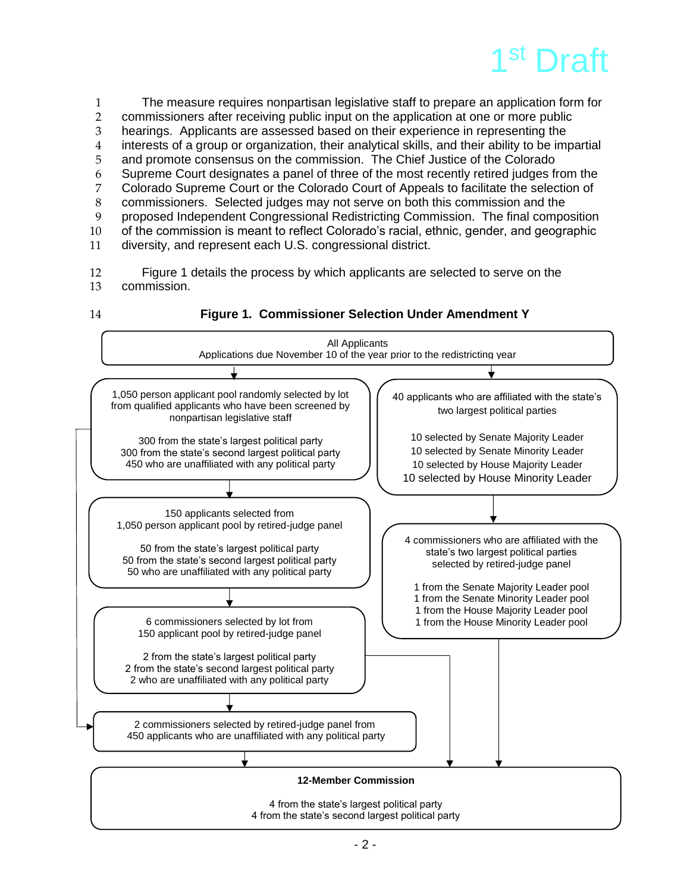1[st] Draft

The measure requires nonpartisan legislative staff to prepare an application form for commissioners after receiving public input on the application at one or more public hearings. Applicants are assessed based on their experience in representing the interests of a group or organization, their analytical skills, and their ability to be impartial and promote consensus on the commission. The Chief Justice of the Colorado Supreme Court designates a panel of three of the most recently retired judges from the Colorado Supreme Court or the Colorado Court of Appeals to facilitate the selection of commissioners. Selected judges may not serve on both this commission and the proposed Independent Congressional Redistricting Commission. The final composition of the commission is meant to reflect Colorado's racial, ethnic, gender, and geographic diversity, and represent each U.S. congressional district.

Figure 1 details the process by which applicants are selected to serve on the commission.

**Figure 1. Commissioner Selection Under Amendment Y**

All Applicants
Applications due November 10 of the year prior to the redistricting year

1,050 person applicant pool randomly selected by lot from qualified applicants who have been screened by nonpartisan legislative staff

- 300 from the state's largest political party
- 300 from the state's second largest political party
- 450 who are unaffiliated with any political party

40 applicants who are affiliated with the state's two largest political parties

- 10 selected by Senate Majority Leader
- 10 selected by Senate Minority Leader
- 10 selected by House Majority Leader
- 10 selected by House Minority Leader

150 applicants selected from 1,050 person applicant pool by retired-judge panel

- 50 from the state's largest political party
- 50 from the state's second largest political party
- 50 who are unaffiliated with any political party

4 commissioners who are affiliated with the state's two largest political parties selected by retired-judge panel

- 1 from the Senate Majority Leader pool
- 1 from the Senate Minority Leader pool
- 1 from the House Majority Leader pool
- 1 from the House Minority Leader pool

6 commissioners selected by lot from 150 applicant pool by retired-judge panel

- 2 from the state's largest political party
- 2 from the state's second largest political party
- 2 who are unaffiliated with any political party

2 commissioners selected by retired-judge panel from 450 applicants who are unaffiliated with any political party

**12-Member Commission**

- 4 from the state's largest political party
- 4 from the state's second largest political party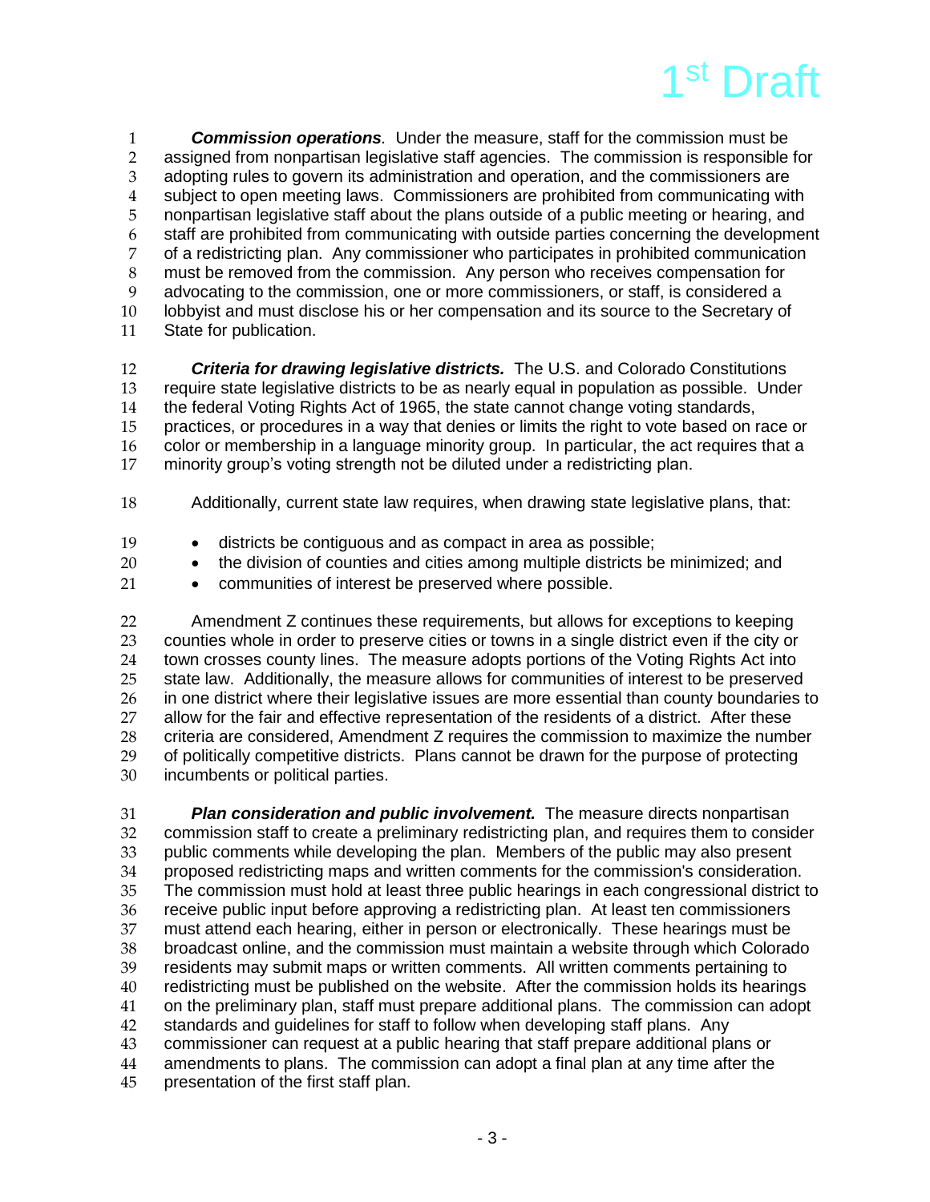***Commission operations****.* Under the measure, staff for the commission must be assigned from nonpartisan legislative staff agencies. The commission is responsible for adopting rules to govern its administration and operation, and the commissioners are subject to open meeting laws. Commissioners are prohibited from communicating with nonpartisan legislative staff about the plans outside of a public meeting or hearing, and staff are prohibited from communicating with outside parties concerning the development of a redistricting plan. Any commissioner who participates in prohibited communication must be removed from the commission. Any person who receives compensation for advocating to the commission, one or more commissioners, or staff, is considered a lobbyist and must disclose his or her compensation and its source to the Secretary of State for publication.

***Criteria for drawing legislative districts.*** The U.S. and Colorado Constitutions require state legislative districts to be as nearly equal in population as possible. Under the federal Voting Rights Act of 1965, the state cannot change voting standards, practices, or procedures in a way that denies or limits the right to vote based on race or color or membership in a language minority group. In particular, the act requires that a minority group's voting strength not be diluted under a redistricting plan.

Additionally, current state law requires, when drawing state legislative plans, that:

- districts be contiguous and as compact in area as possible;
- the division of counties and cities among multiple districts be minimized; and
- communities of interest be preserved where possible.

Amendment Z continues these requirements, but allows for exceptions to keeping counties whole in order to preserve cities or towns in a single district even if the city or town crosses county lines. The measure adopts portions of the Voting Rights Act into state law. Additionally, the measure allows for communities of interest to be preserved in one district where their legislative issues are more essential than county boundaries to allow for the fair and effective representation of the residents of a district. After these criteria are considered, Amendment Z requires the commission to maximize the number of politically competitive districts. Plans cannot be drawn for the purpose of protecting incumbents or political parties.

***Plan consideration and public involvement.*** The measure directs nonpartisan commission staff to create a preliminary redistricting plan, and requires them to consider public comments while developing the plan. Members of the public may also present proposed redistricting maps and written comments for the commission's consideration. The commission must hold at least three public hearings in each congressional district to receive public input before approving a redistricting plan. At least ten commissioners must attend each hearing, either in person or electronically. These hearings must be broadcast online, and the commission must maintain a website through which Colorado residents may submit maps or written comments. All written comments pertaining to redistricting must be published on the website. After the commission holds its hearings on the preliminary plan, staff must prepare additional plans. The commission can adopt standards and guidelines for staff to follow when developing staff plans. Any commissioner can request at a public hearing that staff prepare additional plans or amendments to plans. The commission can adopt a final plan at any time after the presentation of the first staff plan.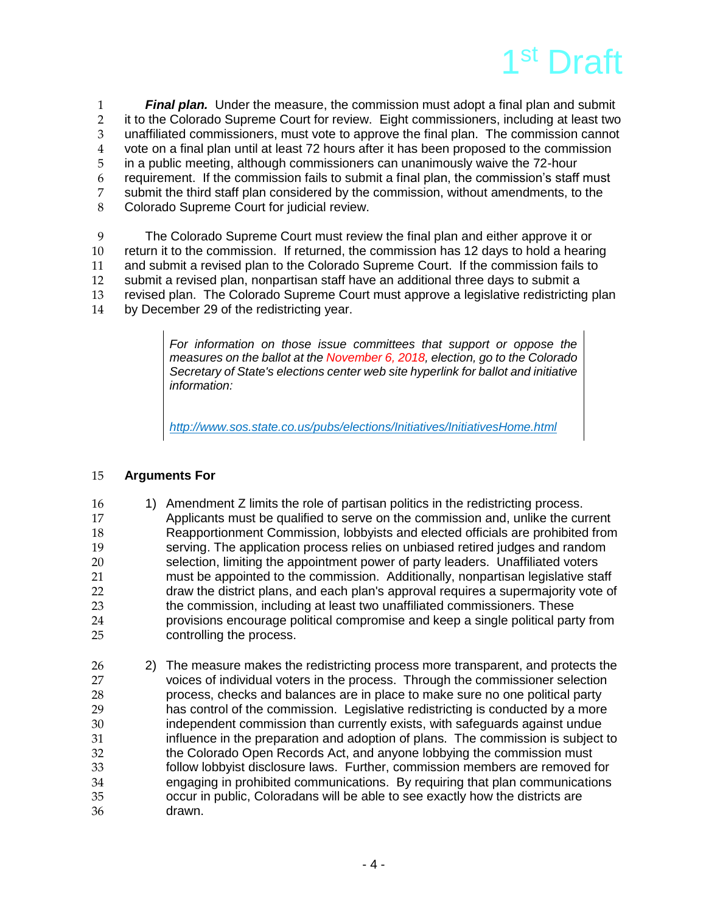***Final plan.*** Under the measure, the commission must adopt a final plan and submit it to the Colorado Supreme Court for review. Eight commissioners, including at least two unaffiliated commissioners, must vote to approve the final plan. The commission cannot vote on a final plan until at least 72 hours after it has been proposed to the commission in a public meeting, although commissioners can unanimously waive the 72-hour requirement. If the commission fails to submit a final plan, the commission's staff must submit the third staff plan considered by the commission, without amendments, to the Colorado Supreme Court for judicial review.

The Colorado Supreme Court must review the final plan and either approve it or return it to the commission. If returned, the commission has 12 days to hold a hearing and submit a revised plan to the Colorado Supreme Court. If the commission fails to submit a revised plan, nonpartisan staff have an additional three days to submit a revised plan. The Colorado Supreme Court must approve a legislative redistricting plan by December 29 of the redistricting year.

> *For information on those issue committees that support or oppose the measures on the ballot at the November 6, 2018, election, go to the Colorado Secretary of State's elections center web site hyperlink for ballot and initiative information:*
>
> *http://www.sos.state.co.us/pubs/elections/Initiatives/InitiativesHome.html*

**Arguments For**

1) Amendment Z limits the role of partisan politics in the redistricting process. Applicants must be qualified to serve on the commission and, unlike the current Reapportionment Commission, lobbyists and elected officials are prohibited from serving. The application process relies on unbiased retired judges and random selection, limiting the appointment power of party leaders. Unaffiliated voters must be appointed to the commission. Additionally, nonpartisan legislative staff draw the district plans, and each plan's approval requires a supermajority vote of the commission, including at least two unaffiliated commissioners. These provisions encourage political compromise and keep a single political party from controlling the process.

2) The measure makes the redistricting process more transparent, and protects the voices of individual voters in the process. Through the commissioner selection process, checks and balances are in place to make sure no one political party has control of the commission. Legislative redistricting is conducted by a more independent commission than currently exists, with safeguards against undue influence in the preparation and adoption of plans. The commission is subject to the Colorado Open Records Act, and anyone lobbying the commission must follow lobbyist disclosure laws. Further, commission members are removed for engaging in prohibited communications. By requiring that plan communications occur in public, Coloradans will be able to see exactly how the districts are drawn.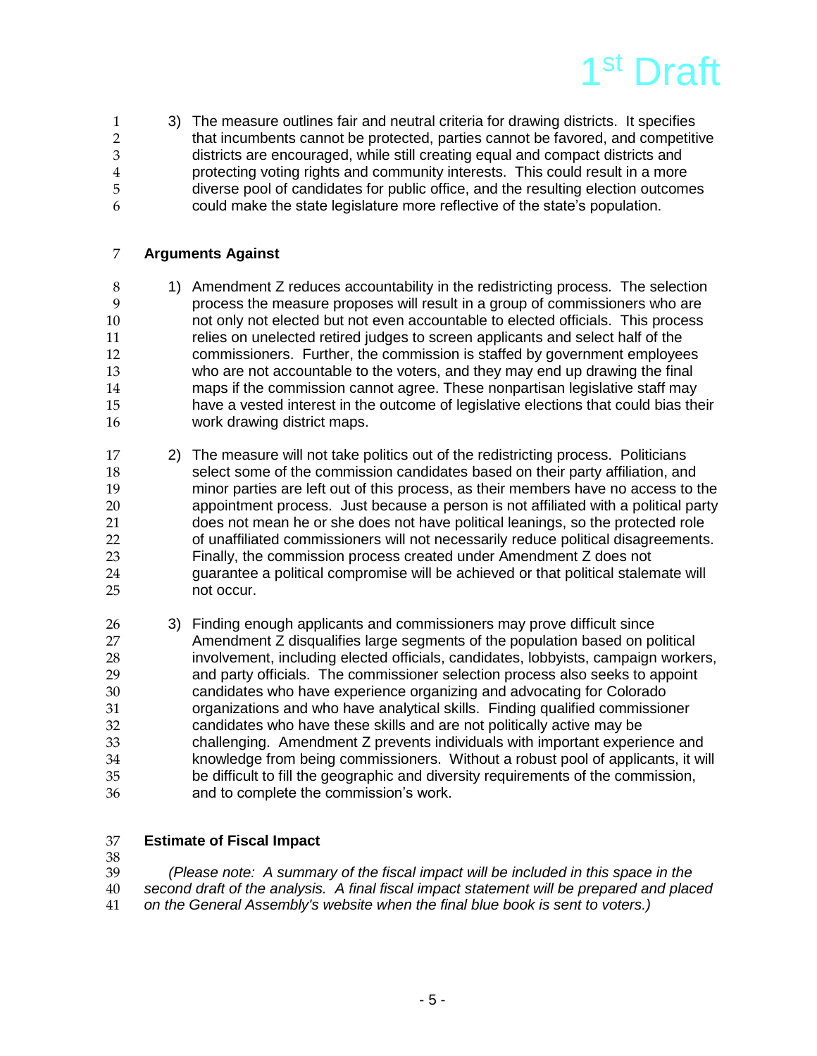3) The measure outlines fair and neutral criteria for drawing districts. It specifies that incumbents cannot be protected, parties cannot be favored, and competitive districts are encouraged, while still creating equal and compact districts and protecting voting rights and community interests. This could result in a more diverse pool of candidates for public office, and the resulting election outcomes could make the state legislature more reflective of the state's population.

### Arguments Against

1) Amendment Z reduces accountability in the redistricting process. The selection process the measure proposes will result in a group of commissioners who are not only not elected but not even accountable to elected officials. This process relies on unelected retired judges to screen applicants and select half of the commissioners. Further, the commission is staffed by government employees who are not accountable to the voters, and they may end up drawing the final maps if the commission cannot agree. These nonpartisan legislative staff may have a vested interest in the outcome of legislative elections that could bias their work drawing district maps.

2) The measure will not take politics out of the redistricting process. Politicians select some of the commission candidates based on their party affiliation, and minor parties are left out of this process, as their members have no access to the appointment process. Just because a person is not affiliated with a political party does not mean he or she does not have political leanings, so the protected role of unaffiliated commissioners will not necessarily reduce political disagreements. Finally, the commission process created under Amendment Z does not guarantee a political compromise will be achieved or that political stalemate will not occur.

3) Finding enough applicants and commissioners may prove difficult since Amendment Z disqualifies large segments of the population based on political involvement, including elected officials, candidates, lobbyists, campaign workers, and party officials. The commissioner selection process also seeks to appoint candidates who have experience organizing and advocating for Colorado organizations and who have analytical skills. Finding qualified commissioner candidates who have these skills and are not politically active may be challenging. Amendment Z prevents individuals with important experience and knowledge from being commissioners. Without a robust pool of applicants, it will be difficult to fill the geographic and diversity requirements of the commission, and to complete the commission's work.

### Estimate of Fiscal Impact

*(Please note: A summary of the fiscal impact will be included in this space in the second draft of the analysis. A final fiscal impact statement will be prepared and placed on the General Assembly's website when the final blue book is sent to voters.)*